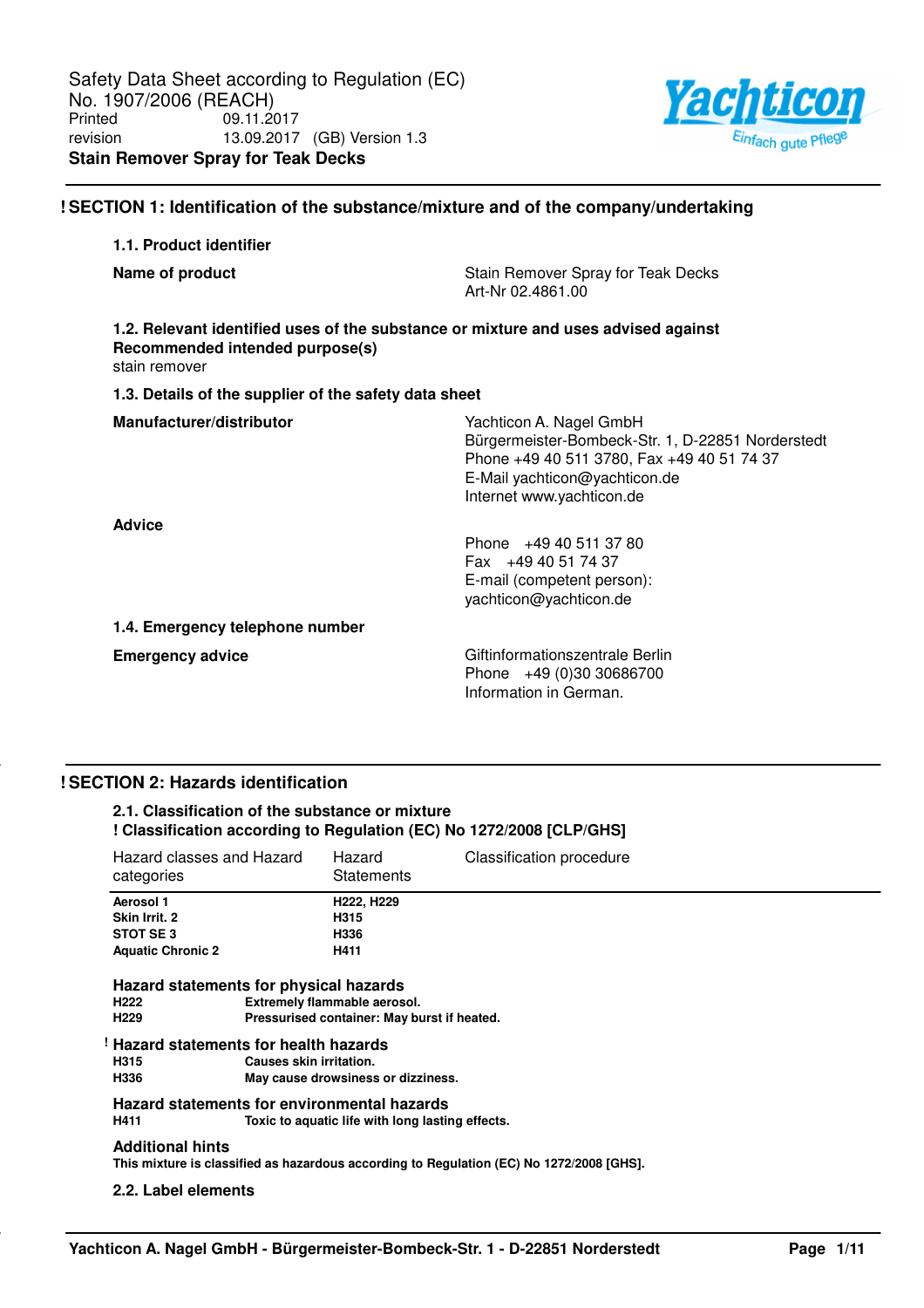Safety Data Sheet according to Regulation (EC) No. 1907/2006 (REACH)

Printed 09.11.2017

revision 13.09.2017 (GB) Version 1.3

**Stain Remover Spray for Teak Decks**

## ! SECTION 1: Identification of the substance/mixture and of the company/undertaking

### 1.1. Product identifier

**Name of product**

Stain Remover Spray for Teak Decks
Art-Nr 02.4861.00

### 1.2. Relevant identified uses of the substance or mixture and uses advised against

**Recommended intended purpose(s)**

stain remover

### 1.3. Details of the supplier of the safety data sheet

**Manufacturer/distributor**

Yachticon A. Nagel GmbH
Bürgermeister-Bombeck-Str. 1, D-22851 Norderstedt
Phone +49 40 511 3780, Fax +49 40 51 74 37
E-Mail yachticon@yachticon.de
Internet www.yachticon.de

**Advice**

Phone +49 40 511 37 80
Fax +49 40 51 74 37
E-mail (competent person):
yachticon@yachticon.de

### 1.4. Emergency telephone number

**Emergency advice**

Giftinformationszentrale Berlin
Phone +49 (0)30 30686700
Information in German.

## ! SECTION 2: Hazards identification

### 2.1. Classification of the substance or mixture

**! Classification according to Regulation (EC) No 1272/2008 [CLP/GHS]**

| Hazard classes and Hazard categories | Hazard Statements | Classification procedure |
|---|---|---|
| **Aerosol 1** | **H222, H229** | |
| **Skin Irrit. 2** | **H315** | |
| **STOT SE 3** | **H336** | |
| **Aquatic Chronic 2** | **H411** | |

**Hazard statements for physical hazards**

**H222** Extremely flammable aerosol.
**H229** Pressurised container: May burst if heated.

**! Hazard statements for health hazards**

**H315** Causes skin irritation.
**H336** May cause drowsiness or dizziness.

**Hazard statements for environmental hazards**

**H411** Toxic to aquatic life with long lasting effects.

**Additional hints**

**This mixture is classified as hazardous according to Regulation (EC) No 1272/2008 [GHS].**

### 2.2. Label elements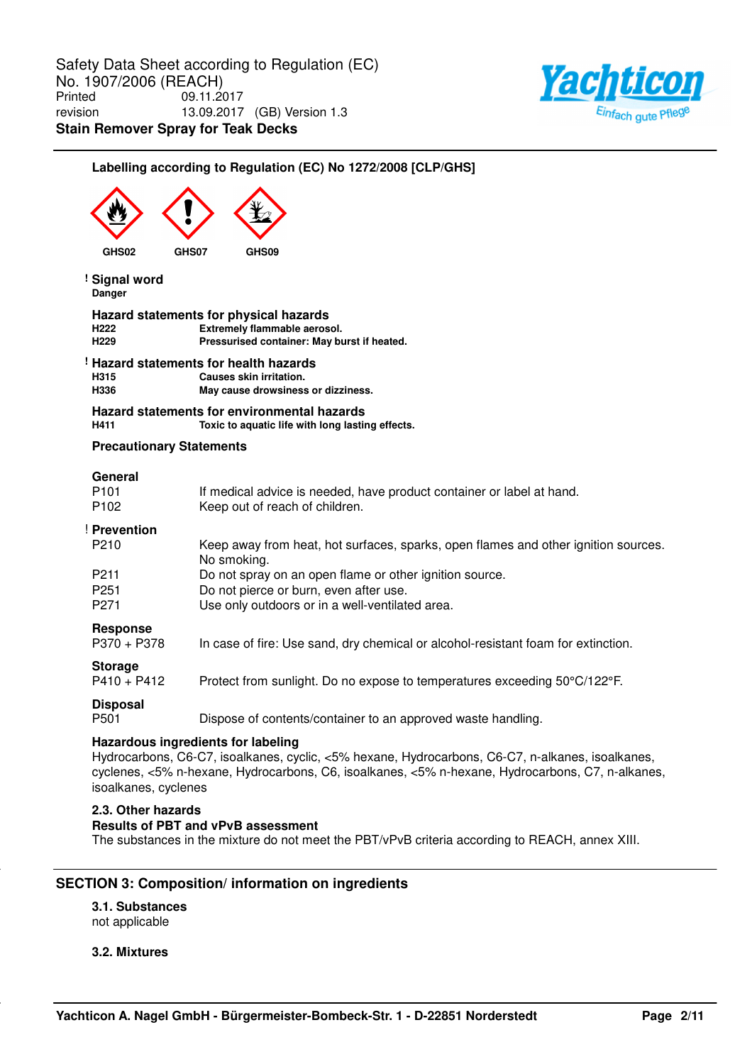**Labelling according to Regulation (EC) No 1272/2008 [CLP/GHS]**

GHS02 GHS07 GHS09

! **Signal word**
**Danger**

**Hazard statements for physical hazards**

| | |
|---|---|
| **H222** | **Extremely flammable aerosol.** |
| **H229** | **Pressurised container: May burst if heated.** |

! **Hazard statements for health hazards**

| | |
|---|---|
| **H315** | **Causes skin irritation.** |
| **H336** | **May cause drowsiness or dizziness.** |

**Hazard statements for environmental hazards**

| | |
|---|---|
| **H411** | **Toxic to aquatic life with long lasting effects.** |

**Precautionary Statements**

**General**

| | |
|---|---|
| P101 | If medical advice is needed, have product container or label at hand. |
| P102 | Keep out of reach of children. |

! **Prevention**

| | |
|---|---|
| P210 | Keep away from heat, hot surfaces, sparks, open flames and other ignition sources. No smoking. |
| P211 | Do not spray on an open flame or other ignition source. |
| P251 | Do not pierce or burn, even after use. |
| P271 | Use only outdoors or in a well-ventilated area. |

**Response**

| | |
|---|---|
| P370 + P378 | In case of fire: Use sand, dry chemical or alcohol-resistant foam for extinction. |

**Storage**

| | |
|---|---|
| P410 + P412 | Protect from sunlight. Do no expose to temperatures exceeding 50°C/122°F. |

**Disposal**

| | |
|---|---|
| P501 | Dispose of contents/container to an approved waste handling. |

**Hazardous ingredients for labeling**
Hydrocarbons, C6-C7, isoalkanes, cyclic, <5% hexane, Hydrocarbons, C6-C7, n-alkanes, isoalkanes, cyclenes, <5% n-hexane, Hydrocarbons, C6, isoalkanes, <5% n-hexane, Hydrocarbons, C7, n-alkanes, isoalkanes, cyclenes

**2.3. Other hazards**
**Results of PBT and vPvB assessment**
The substances in the mixture do not meet the PBT/vPvB criteria according to REACH, annex XIII.

## SECTION 3: Composition/ information on ingredients

**3.1. Substances**
not applicable

**3.2. Mixtures**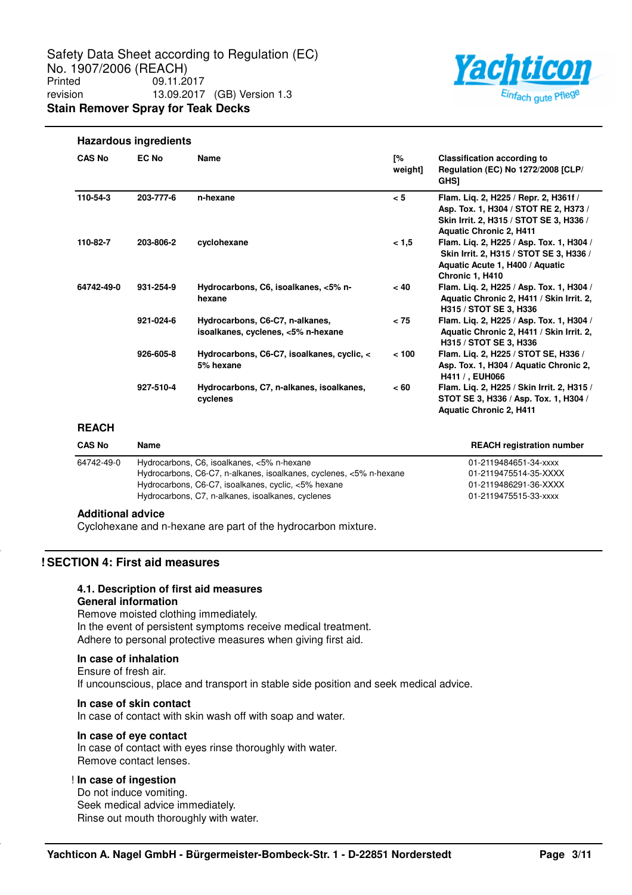### Hazardous ingredients

| CAS No | EC No | Name | [% weight] | Classification according to Regulation (EC) No 1272/2008 [CLP/ GHS] |
|---|---|---|---|---|
| 110-54-3 | 203-777-6 | n-hexane | < 5 | Flam. Liq. 2, H225 / Repr. 2, H361f / Asp. Tox. 1, H304 / STOT RE 2, H373 / Skin Irrit. 2, H315 / STOT SE 3, H336 / Aquatic Chronic 2, H411 |
| 110-82-7 | 203-806-2 | cyclohexane | < 1,5 | Flam. Liq. 2, H225 / Asp. Tox. 1, H304 / Skin Irrit. 2, H315 / STOT SE 3, H336 / Aquatic Acute 1, H400 / Aquatic Chronic 1, H410 |
| 64742-49-0 | 931-254-9 | Hydrocarbons, C6, isoalkanes, <5% n-hexane | < 40 | Flam. Liq. 2, H225 / Asp. Tox. 1, H304 / Aquatic Chronic 2, H411 / Skin Irrit. 2, H315 / STOT SE 3, H336 |
| | 921-024-6 | Hydrocarbons, C6-C7, n-alkanes, isoalkanes, cyclenes, <5% n-hexane | < 75 | Flam. Liq. 2, H225 / Asp. Tox. 1, H304 / Aquatic Chronic 2, H411 / Skin Irrit. 2, H315 / STOT SE 3, H336 |
| | 926-605-8 | Hydrocarbons, C6-C7, isoalkanes, cyclic, < 5% hexane | < 100 | Flam. Liq. 2, H225 / STOT SE, H336 / Asp. Tox. 1, H304 / Aquatic Chronic 2, H411 / , EUH066 |
| | 927-510-4 | Hydrocarbons, C7, n-alkanes, isoalkanes, cyclenes | < 60 | Flam. Liq. 2, H225 / Skin Irrit. 2, H315 / STOT SE 3, H336 / Asp. Tox. 1, H304 / Aquatic Chronic 2, H411 |

### REACH

| CAS No | Name | REACH registration number |
|---|---|---|
| 64742-49-0 | Hydrocarbons, C6, isoalkanes, <5% n-hexane | 01-2119484651-34-xxxx |
| | Hydrocarbons, C6-C7, n-alkanes, isoalkanes, cyclenes, <5% n-hexane | 01-2119475514-35-XXXX |
| | Hydrocarbons, C6-C7, isoalkanes, cyclic, <5% hexane | 01-2119486291-36-XXXX |
| | Hydrocarbons, C7, n-alkanes, isoalkanes, cyclenes | 01-2119475515-33-xxxx |

### Additional advice

Cyclohexane and n-hexane are part of the hydrocarbon mixture.

## ! SECTION 4: First aid measures

### 4.1. Description of first aid measures

**General information**

Remove moisted clothing immediately.
In the event of persistent symptoms receive medical treatment.
Adhere to personal protective measures when giving first aid.

**In case of inhalation**

Ensure of fresh air.
If uncounscious, place and transport in stable side position and seek medical advice.

**In case of skin contact**

In case of contact with skin wash off with soap and water.

**In case of eye contact**

In case of contact with eyes rinse thoroughly with water.
Remove contact lenses.

! **In case of ingestion**

Do not induce vomiting.
Seek medical advice immediately.
Rinse out mouth thoroughly with water.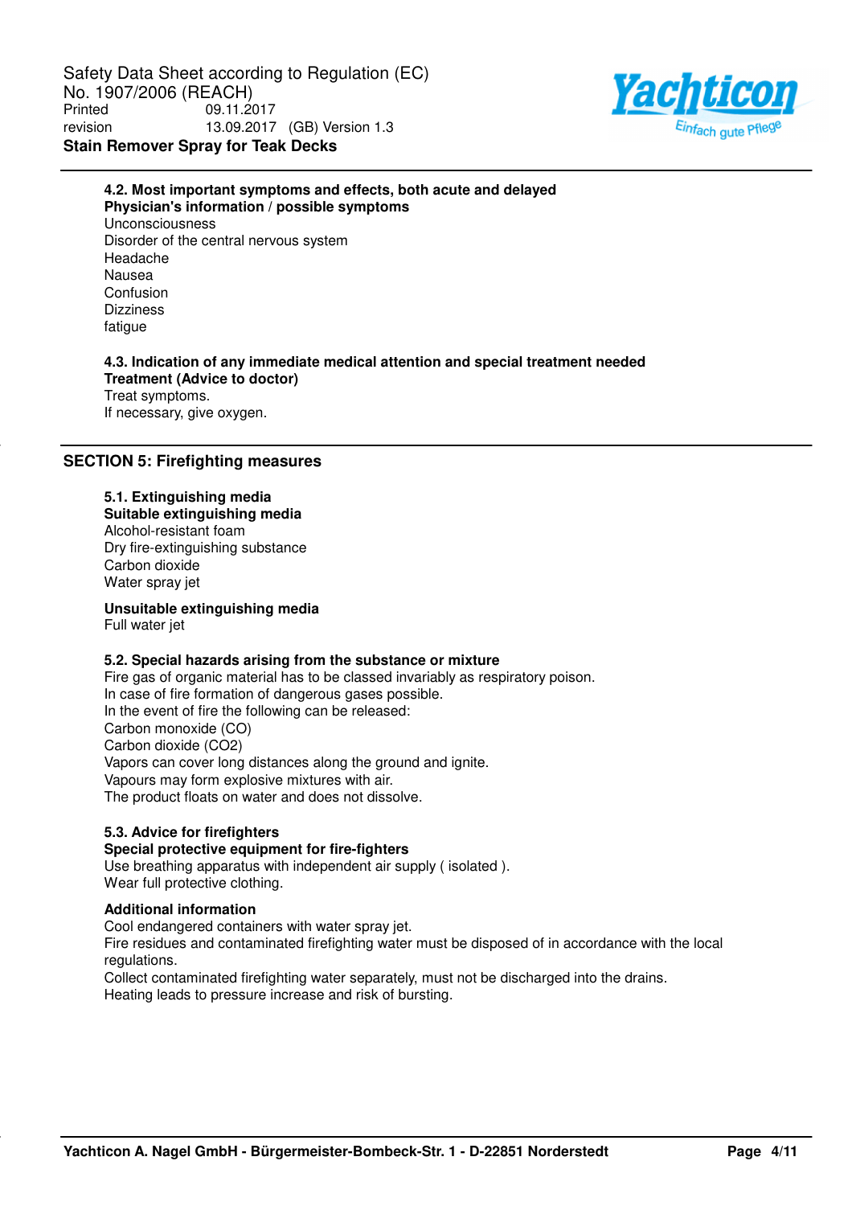### 4.2. Most important symptoms and effects, both acute and delayed

**Physician's information / possible symptoms**

Unconsciousness
Disorder of the central nervous system
Headache
Nausea
Confusion
Dizziness
fatigue

### 4.3. Indication of any immediate medical attention and special treatment needed

**Treatment (Advice to doctor)**

Treat symptoms.
If necessary, give oxygen.

## SECTION 5: Firefighting measures

### 5.1. Extinguishing media

**Suitable extinguishing media**

Alcohol-resistant foam
Dry fire-extinguishing substance
Carbon dioxide
Water spray jet

**Unsuitable extinguishing media**

Full water jet

### 5.2. Special hazards arising from the substance or mixture

Fire gas of organic material has to be classed invariably as respiratory poison.
In case of fire formation of dangerous gases possible.
In the event of fire the following can be released:
Carbon monoxide (CO)
Carbon dioxide ($CO_2$)
Vapors can cover long distances along the ground and ignite.
Vapours may form explosive mixtures with air.
The product floats on water and does not dissolve.

### 5.3. Advice for firefighters

**Special protective equipment for fire-fighters**

Use breathing apparatus with independent air supply ( isolated ).
Wear full protective clothing.

**Additional information**

Cool endangered containers with water spray jet.
Fire residues and contaminated firefighting water must be disposed of in accordance with the local regulations.
Collect contaminated firefighting water separately, must not be discharged into the drains.
Heating leads to pressure increase and risk of bursting.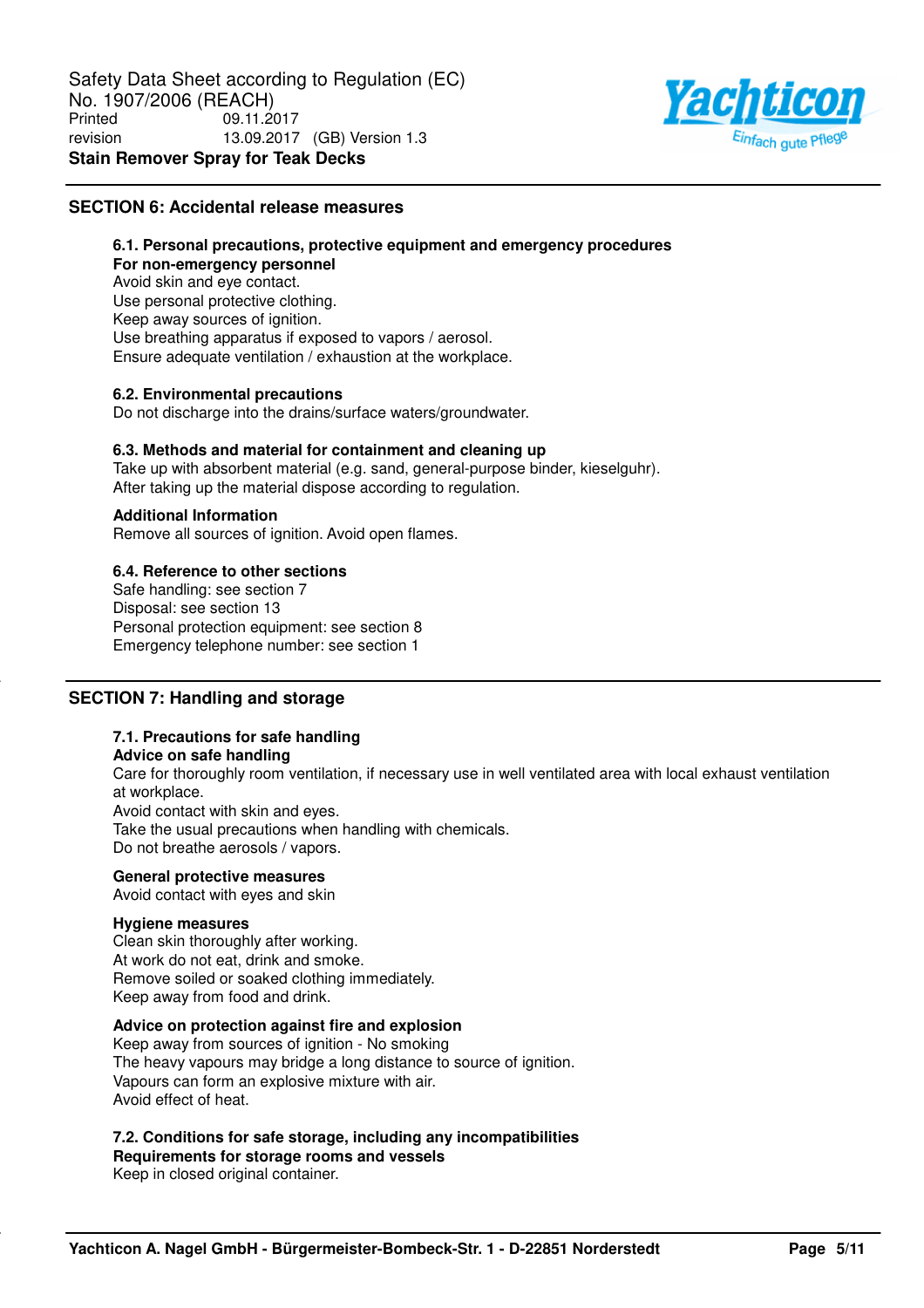## SECTION 6: Accidental release measures

### 6.1. Personal precautions, protective equipment and emergency procedures

**For non-emergency personnel**

Avoid skin and eye contact.
Use personal protective clothing.
Keep away sources of ignition.
Use breathing apparatus if exposed to vapors / aerosol.
Ensure adequate ventilation / exhaustion at the workplace.

### 6.2. Environmental precautions

Do not discharge into the drains/surface waters/groundwater.

### 6.3. Methods and material for containment and cleaning up

Take up with absorbent material (e.g. sand, general-purpose binder, kieselguhr).
After taking up the material dispose according to regulation.

**Additional Information**

Remove all sources of ignition. Avoid open flames.

### 6.4. Reference to other sections

Safe handling: see section 7
Disposal: see section 13
Personal protection equipment: see section 8
Emergency telephone number: see section 1

## SECTION 7: Handling and storage

### 7.1. Precautions for safe handling

**Advice on safe handling**

Care for thoroughly room ventilation, if necessary use in well ventilated area with local exhaust ventilation at workplace.
Avoid contact with skin and eyes.
Take the usual precautions when handling with chemicals.
Do not breathe aerosols / vapors.

**General protective measures**

Avoid contact with eyes and skin

**Hygiene measures**

Clean skin thoroughly after working.
At work do not eat, drink and smoke.
Remove soiled or soaked clothing immediately.
Keep away from food and drink.

**Advice on protection against fire and explosion**

Keep away from sources of ignition - No smoking
The heavy vapours may bridge a long distance to source of ignition.
Vapours can form an explosive mixture with air.
Avoid effect of heat.

### 7.2. Conditions for safe storage, including any incompatibilities

**Requirements for storage rooms and vessels**

Keep in closed original container.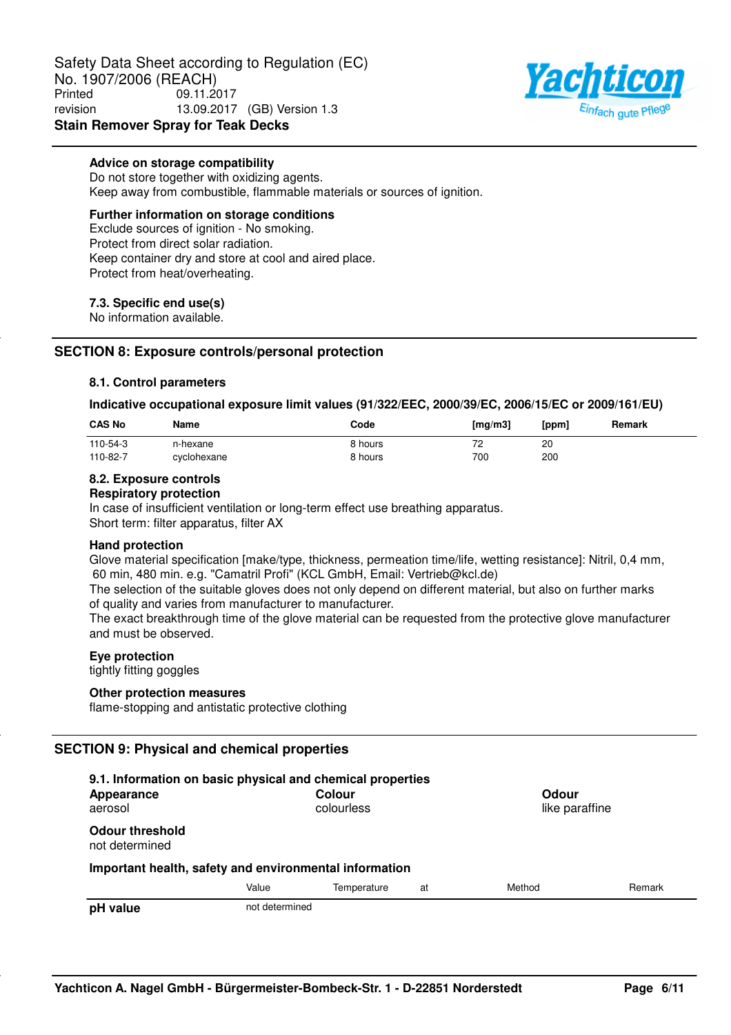**Advice on storage compatibility**
Do not store together with oxidizing agents.
Keep away from combustible, flammable materials or sources of ignition.

**Further information on storage conditions**
Exclude sources of ignition - No smoking.
Protect from direct solar radiation.
Keep container dry and store at cool and aired place.
Protect from heat/overheating.

### 7.3. Specific end use(s)

No information available.

## SECTION 8: Exposure controls/personal protection

### 8.1. Control parameters

**Indicative occupational exposure limit values (91/322/EEC, 2000/39/EC, 2006/15/EC or 2009/161/EU)**

| CAS No | Name | Code | [mg/m3] | [ppm] | Remark |
|---|---|---|---|---|---|
| 110-54-3 | n-hexane | 8 hours | 72 | 20 | |
| 110-82-7 | cyclohexane | 8 hours | 700 | 200 | |

### 8.2. Exposure controls

**Respiratory protection**
In case of insufficient ventilation or long-term effect use breathing apparatus.
Short term: filter apparatus, filter AX

**Hand protection**
Glove material specification [make/type, thickness, permeation time/life, wetting resistance]: Nitril, 0,4 mm, 60 min, 480 min. e.g. "Camatril Profi" (KCL GmbH, Email: Vertrieb@kcl.de)
The selection of the suitable gloves does not only depend on different material, but also on further marks of quality and varies from manufacturer to manufacturer.
The exact breakthrough time of the glove material can be requested from the protective glove manufacturer and must be observed.

**Eye protection**
tightly fitting goggles

**Other protection measures**
flame-stopping and antistatic protective clothing

## SECTION 9: Physical and chemical properties

### 9.1. Information on basic physical and chemical properties

| Appearance | Colour | Odour |
|---|---|---|
| aerosol | colourless | like paraffine |

**Odour threshold**
not determined

**Important health, safety and environmental information**

| | Value | Temperature | at | Method | Remark |
|---|---|---|---|---|---|
| **pH value** | not determined | | | | |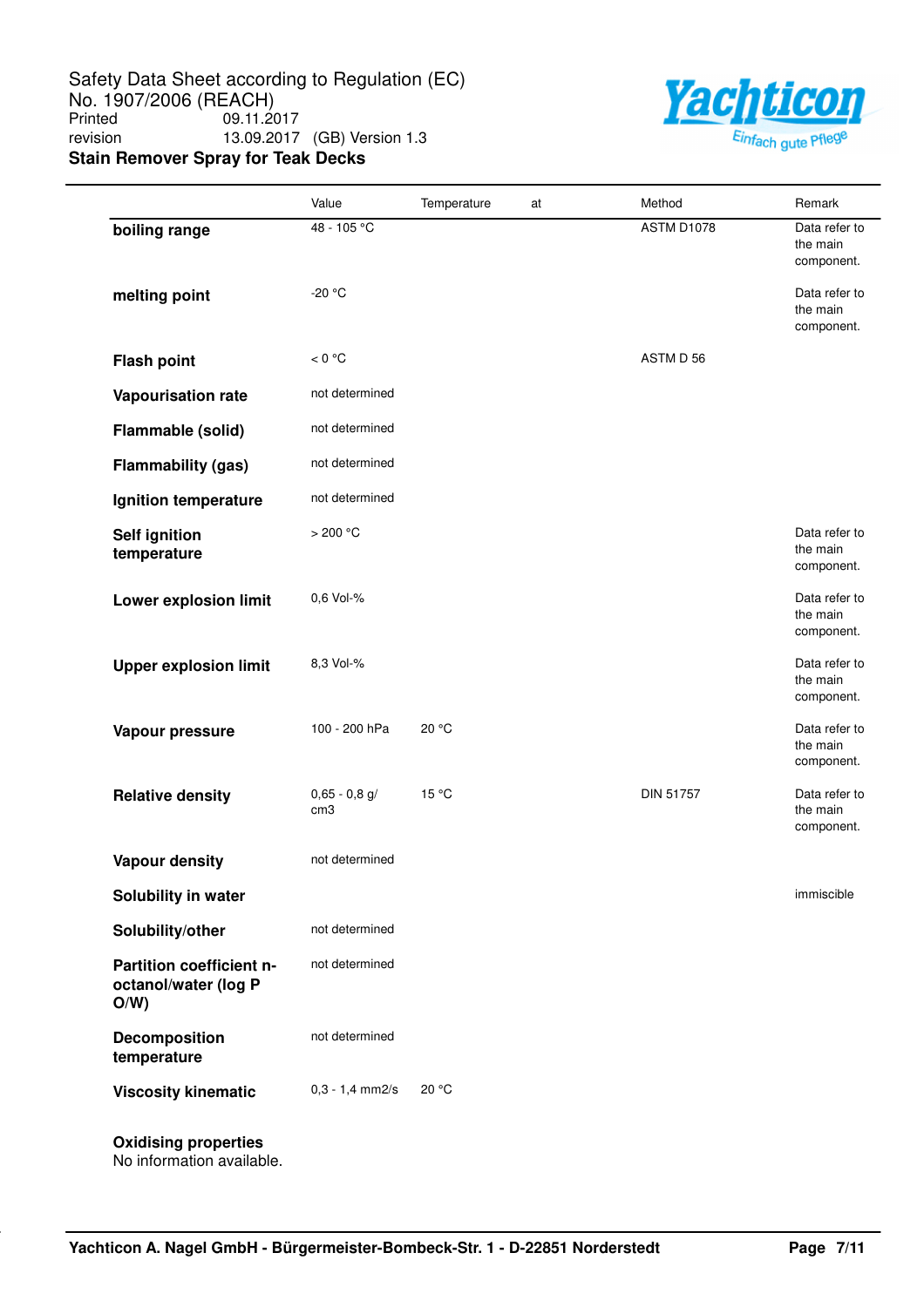| | Value | Temperature | at | Method | Remark |
|---|---|---|---|---|---|
| **boiling range** | 48 - 105 °C | | | ASTM D1078 | Data refer to the main component. |
| **melting point** | -20 °C | | | | Data refer to the main component. |
| **Flash point** | < 0 °C | | | ASTM D 56 | |
| **Vapourisation rate** | not determined | | | | |
| **Flammable (solid)** | not determined | | | | |
| **Flammability (gas)** | not determined | | | | |
| **Ignition temperature** | not determined | | | | |
| **Self ignition temperature** | > 200 °C | | | | Data refer to the main component. |
| **Lower explosion limit** | 0,6 Vol-% | | | | Data refer to the main component. |
| **Upper explosion limit** | 8,3 Vol-% | | | | Data refer to the main component. |
| **Vapour pressure** | 100 - 200 hPa | 20 °C | | | Data refer to the main component. |
| **Relative density** | 0,65 - 0,8 g/cm3 | 15 °C | | DIN 51757 | Data refer to the main component. |
| **Vapour density** | not determined | | | | |
| **Solubility in water** | | | | | immiscible |
| **Solubility/other** | not determined | | | | |
| **Partition coefficient n-octanol/water (log P O/W)** | not determined | | | | |
| **Decomposition temperature** | not determined | | | | |
| **Viscosity kinematic** | 0,3 - 1,4 mm2/s | 20 °C | | | |

**Oxidising properties**
No information available.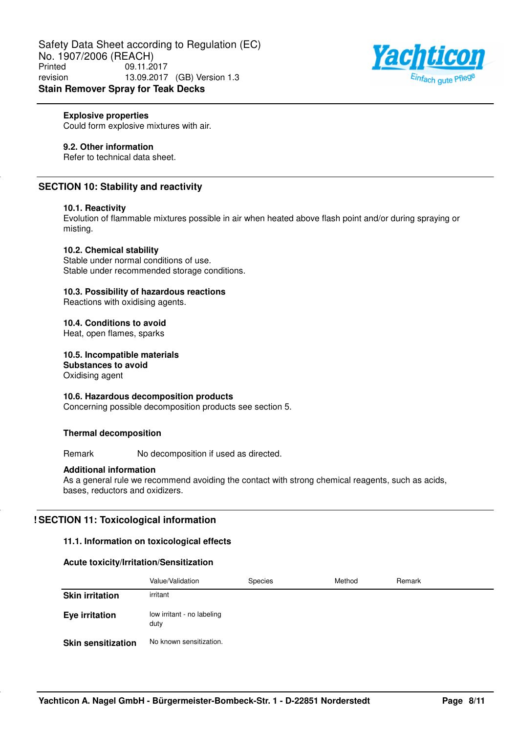**Explosive properties**
Could form explosive mixtures with air.

**9.2. Other information**
Refer to technical data sheet.

## SECTION 10: Stability and reactivity

**10.1. Reactivity**
Evolution of flammable mixtures possible in air when heated above flash point and/or during spraying or misting.

**10.2. Chemical stability**
Stable under normal conditions of use.
Stable under recommended storage conditions.

**10.3. Possibility of hazardous reactions**
Reactions with oxidising agents.

**10.4. Conditions to avoid**
Heat, open flames, sparks

**10.5. Incompatible materials**
**Substances to avoid**
Oxidising agent

**10.6. Hazardous decomposition products**
Concerning possible decomposition products see section 5.

**Thermal decomposition**

Remark No decomposition if used as directed.

**Additional information**
As a general rule we recommend avoiding the contact with strong chemical reagents, such as acids, bases, reductors and oxidizers.

## ! SECTION 11: Toxicological information

**11.1. Information on toxicological effects**

**Acute toxicity/Irritation/Sensitization**

| | Value/Validation | Species | Method | Remark |
|---|---|---|---|---|
| **Skin irritation** | irritant | | | |
| **Eye irritation** | low irritant - no labeling duty | | | |
| **Skin sensitization** | No known sensitization. | | | |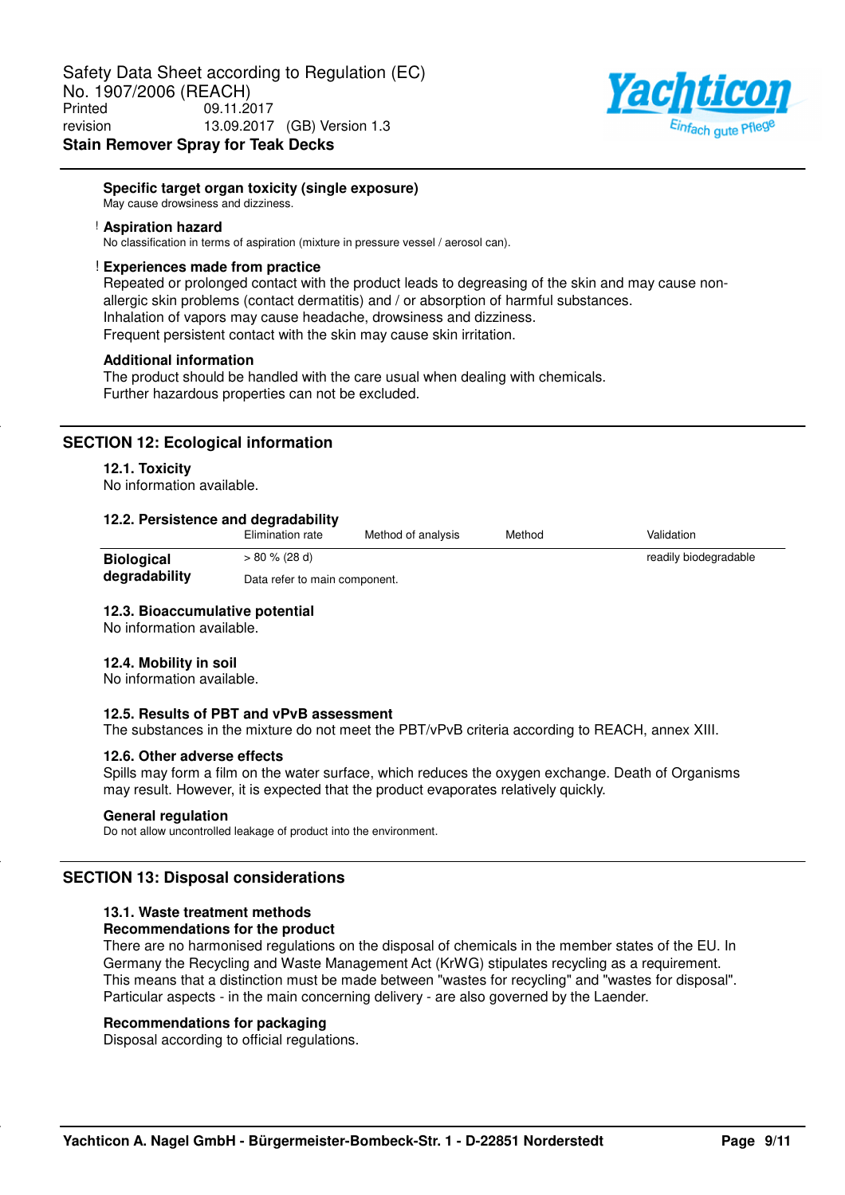#### Specific target organ toxicity (single exposure)

May cause drowsiness and dizziness.

#### Aspiration hazard

No classification in terms of aspiration (mixture in pressure vessel / aerosol can).

#### Experiences made from practice

Repeated or prolonged contact with the product leads to degreasing of the skin and may cause non-allergic skin problems (contact dermatitis) and / or absorption of harmful substances.
Inhalation of vapors may cause headache, drowsiness and dizziness.
Frequent persistent contact with the skin may cause skin irritation.

#### Additional information

The product should be handled with the care usual when dealing with chemicals.
Further hazardous properties can not be excluded.

## SECTION 12: Ecological information

### 12.1. Toxicity

No information available.

### 12.2. Persistence and degradability

| | Elimination rate | Method of analysis | Method | Validation |
|---|---|---|---|---|
| **Biological degradability** | > 80 % (28 d) | | | readily biodegradable |
| | Data refer to main component. | | | |

### 12.3. Bioaccumulative potential

No information available.

### 12.4. Mobility in soil

No information available.

### 12.5. Results of PBT and vPvB assessment

The substances in the mixture do not meet the PBT/vPvB criteria according to REACH, annex XIII.

### 12.6. Other adverse effects

Spills may form a film on the water surface, which reduces the oxygen exchange. Death of Organisms may result. However, it is expected that the product evaporates relatively quickly.

#### General regulation

Do not allow uncontrolled leakage of product into the environment.

## SECTION 13: Disposal considerations

### 13.1. Waste treatment methods

#### Recommendations for the product

There are no harmonised regulations on the disposal of chemicals in the member states of the EU. In Germany the Recycling and Waste Management Act (KrWG) stipulates recycling as a requirement. This means that a distinction must be made between "wastes for recycling" and "wastes for disposal". Particular aspects - in the main concerning delivery - are also governed by the Laender.

#### Recommendations for packaging

Disposal according to official regulations.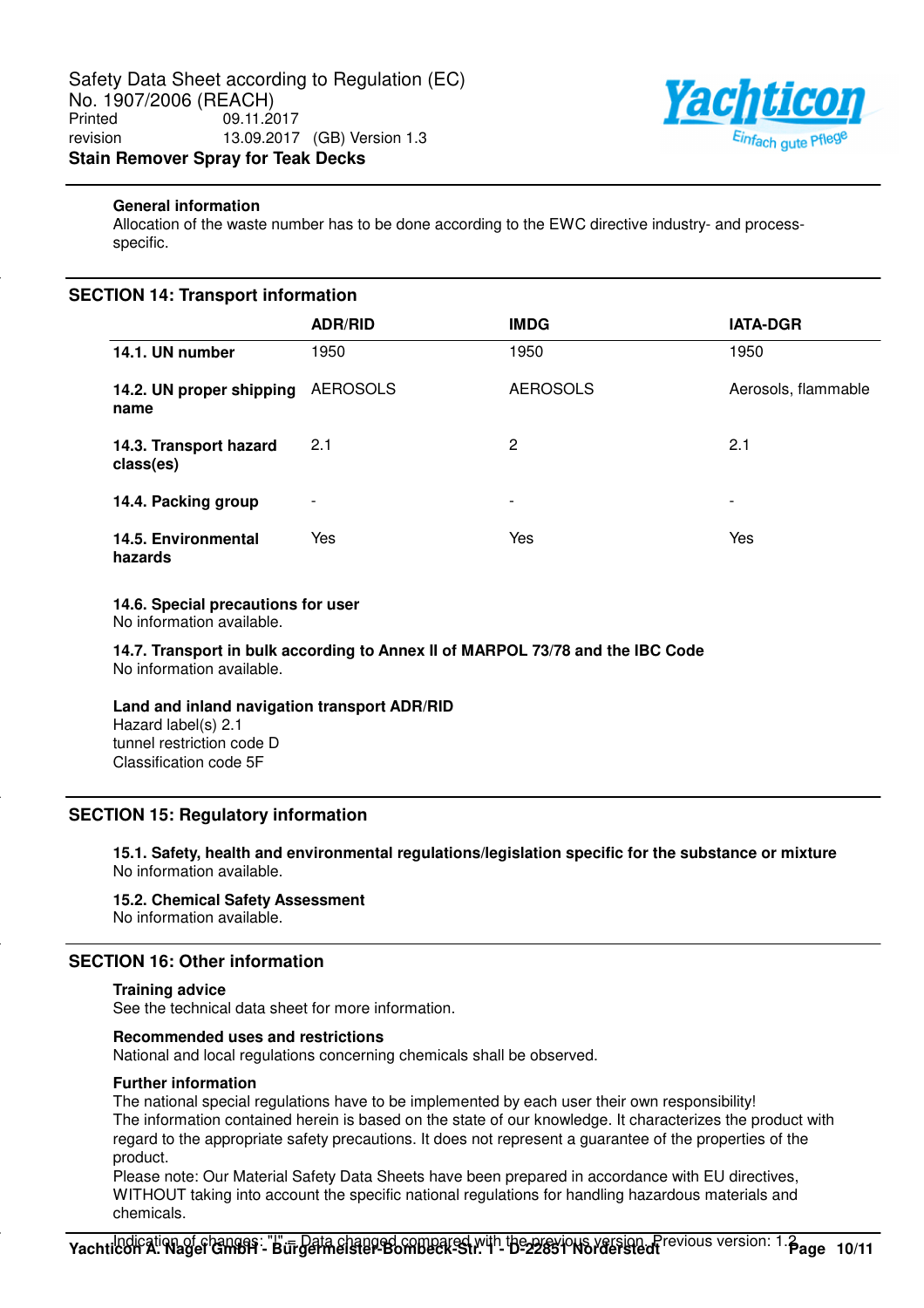### General information

Allocation of the waste number has to be done according to the EWC directive industry- and process-specific.

## SECTION 14: Transport information

| | ADR/RID | IMDG | IATA-DGR |
|---|---|---|---|
| **14.1. UN number** | 1950 | 1950 | 1950 |
| **14.2. UN proper shipping name** | AEROSOLS | AEROSOLS | Aerosols, flammable |
| **14.3. Transport hazard class(es)** | 2.1 | 2 | 2.1 |
| **14.4. Packing group** | - | - | - |
| **14.5. Environmental hazards** | Yes | Yes | Yes |

### 14.6. Special precautions for user

No information available.

### 14.7. Transport in bulk according to Annex II of MARPOL 73/78 and the IBC Code

No information available.

### Land and inland navigation transport ADR/RID

Hazard label(s) 2.1
tunnel restriction code D
Classification code 5F

## SECTION 15: Regulatory information

### 15.1. Safety, health and environmental regulations/legislation specific for the substance or mixture

No information available.

### 15.2. Chemical Safety Assessment

No information available.

## SECTION 16: Other information

### Training advice

See the technical data sheet for more information.

### Recommended uses and restrictions

National and local regulations concerning chemicals shall be observed.

### Further information

The national special regulations have to be implemented by each user their own responsibility!
The information contained herein is based on the state of our knowledge. It characterizes the product with regard to the appropriate safety precautions. It does not represent a guarantee of the properties of the product.
Please note: Our Material Safety Data Sheets have been prepared in accordance with EU directives, WITHOUT taking into account the specific national regulations for handling hazardous materials and chemicals.
Indication of changes: "|" = Data changed compared with the previous version. Previous version: 1.2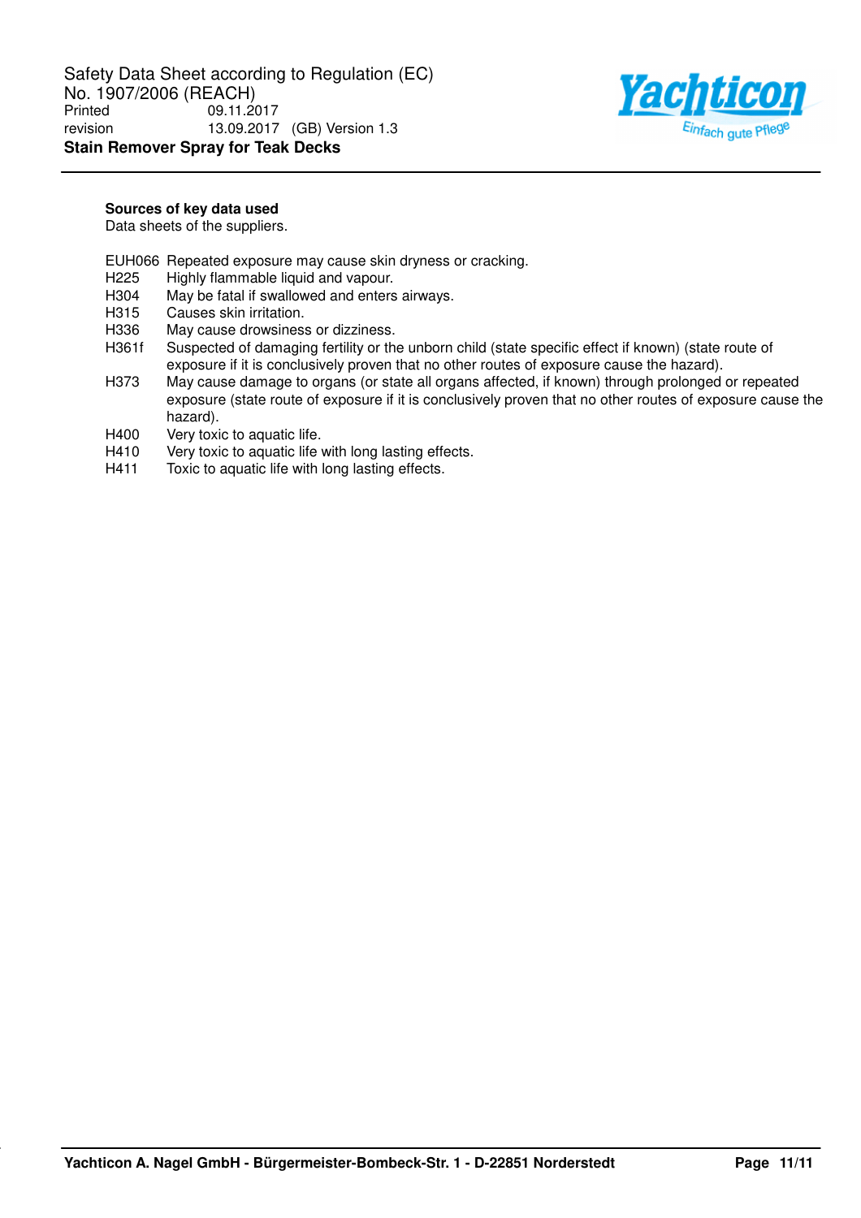**Sources of key data used**
Data sheets of the suppliers.

| | |
|---|---|
| EUH066 | Repeated exposure may cause skin dryness or cracking. |
| H225 | Highly flammable liquid and vapour. |
| H304 | May be fatal if swallowed and enters airways. |
| H315 | Causes skin irritation. |
| H336 | May cause drowsiness or dizziness. |
| H361f | Suspected of damaging fertility or the unborn child (state specific effect if known) (state route of exposure if it is conclusively proven that no other routes of exposure cause the hazard). |
| H373 | May cause damage to organs (or state all organs affected, if known) through prolonged or repeated exposure (state route of exposure if it is conclusively proven that no other routes of exposure cause the hazard). |
| H400 | Very toxic to aquatic life. |
| H410 | Very toxic to aquatic life with long lasting effects. |
| H411 | Toxic to aquatic life with long lasting effects. |